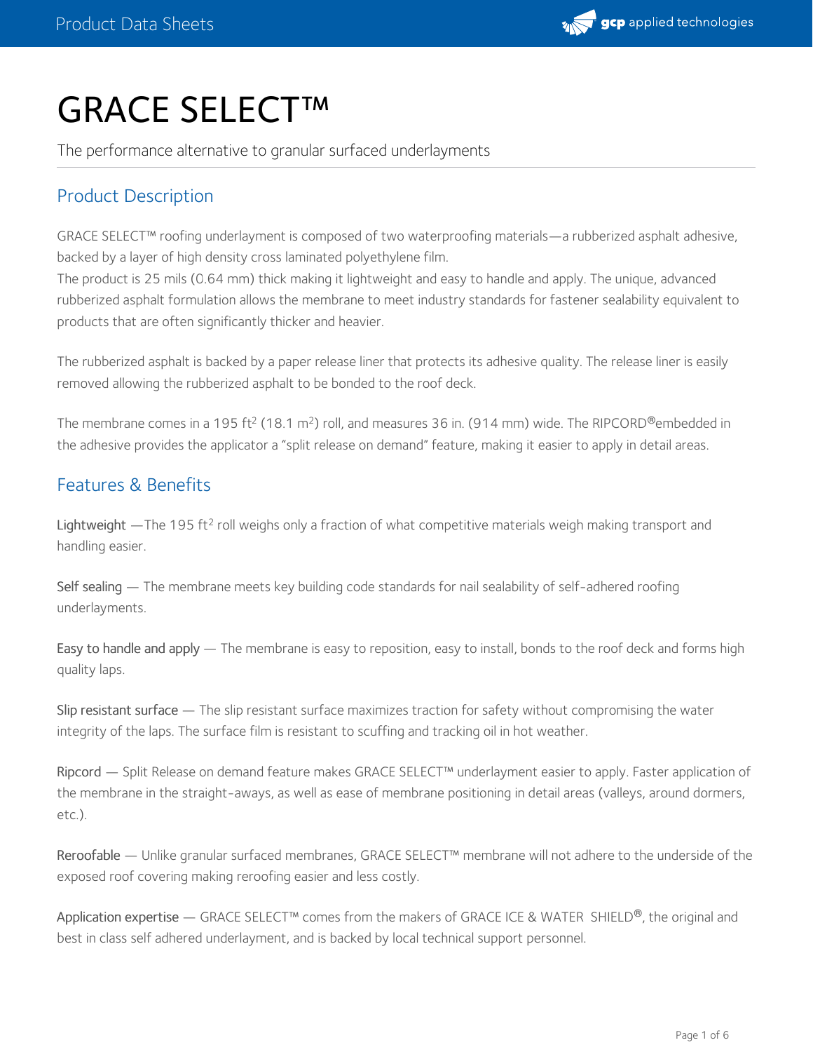# GRACE SELECT™

The performance alternative to granular surfaced underlayments

## Product Description

GRACE SELECT™ roofing underlayment is composed of two waterproofing materials—a rubberized asphalt adhesive, backed by a layer of high density cross laminated polyethylene film.
The product is 25 mils (0.64 mm) thick making it lightweight and easy to handle and apply. The unique, advanced rubberized asphalt formulation allows the membrane to meet industry standards for fastener sealability equivalent to products that are often significantly thicker and heavier.

The rubberized asphalt is backed by a paper release liner that protects its adhesive quality. The release liner is easily removed allowing the rubberized asphalt to be bonded to the roof deck.

The membrane comes in a 195 $ft^2$ (18.1 $m^2$) roll, and measures 36 in. (914 mm) wide. The RIPCORD®embedded in the adhesive provides the applicator a "split release on demand" feature, making it easier to apply in detail areas.

## Features & Benefits

Lightweight —The 195 $ft^2$ roll weighs only a fraction of what competitive materials weigh making transport and handling easier.

Self sealing — The membrane meets key building code standards for nail sealability of self-adhered roofing underlayments.

Easy to handle and apply — The membrane is easy to reposition, easy to install, bonds to the roof deck and forms high quality laps.

Slip resistant surface — The slip resistant surface maximizes traction for safety without compromising the water integrity of the laps. The surface film is resistant to scuffing and tracking oil in hot weather.

Ripcord — Split Release on demand feature makes GRACE SELECT™ underlayment easier to apply. Faster application of the membrane in the straight-aways, as well as ease of membrane positioning in detail areas (valleys, around dormers, etc.).

Reroofable — Unlike granular surfaced membranes, GRACE SELECT™ membrane will not adhere to the underside of the exposed roof covering making reroofing easier and less costly.

Application expertise — GRACE SELECT™ comes from the makers of GRACE ICE & WATER SHIELD®, the original and best in class self adhered underlayment, and is backed by local technical support personnel.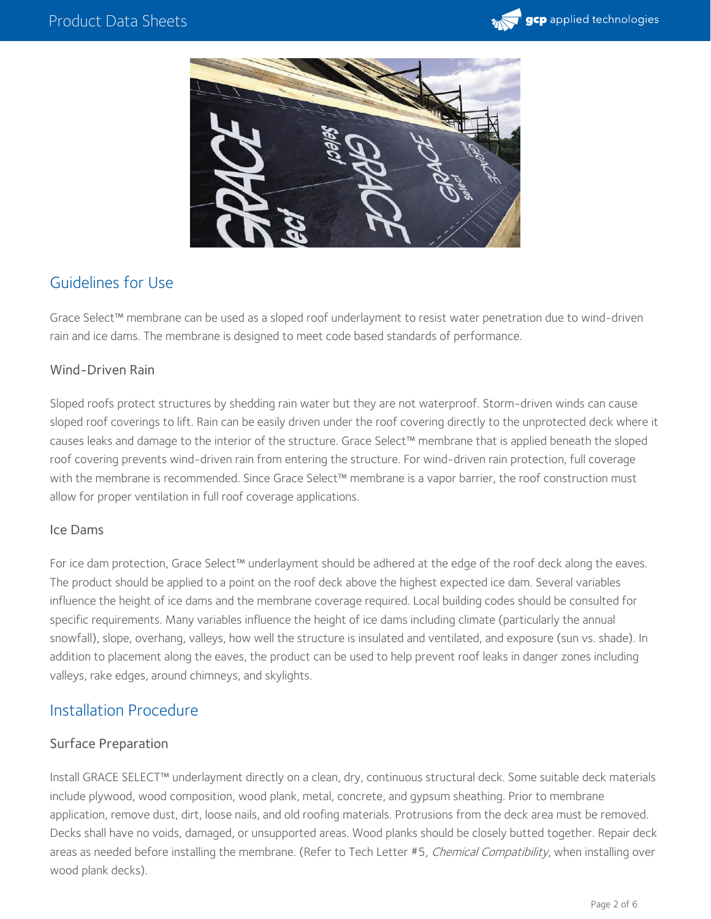## Guidelines for Use

Grace Select™ membrane can be used as a sloped roof underlayment to resist water penetration due to wind-driven rain and ice dams. The membrane is designed to meet code based standards of performance.

### Wind-Driven Rain

Sloped roofs protect structures by shedding rain water but they are not waterproof. Storm-driven winds can cause sloped roof coverings to lift. Rain can be easily driven under the roof covering directly to the unprotected deck where it causes leaks and damage to the interior of the structure. Grace Select™ membrane that is applied beneath the sloped roof covering prevents wind-driven rain from entering the structure. For wind-driven rain protection, full coverage with the membrane is recommended. Since Grace Select™ membrane is a vapor barrier, the roof construction must allow for proper ventilation in full roof coverage applications.

### Ice Dams

For ice dam protection, Grace Select™ underlayment should be adhered at the edge of the roof deck along the eaves. The product should be applied to a point on the roof deck above the highest expected ice dam. Several variables influence the height of ice dams and the membrane coverage required. Local building codes should be consulted for specific requirements. Many variables influence the height of ice dams including climate (particularly the annual snowfall), slope, overhang, valleys, how well the structure is insulated and ventilated, and exposure (sun vs. shade). In addition to placement along the eaves, the product can be used to help prevent roof leaks in danger zones including valleys, rake edges, around chimneys, and skylights.

## Installation Procedure

### Surface Preparation

Install GRACE SELECT™ underlayment directly on a clean, dry, continuous structural deck. Some suitable deck materials include plywood, wood composition, wood plank, metal, concrete, and gypsum sheathing. Prior to membrane application, remove dust, dirt, loose nails, and old roofing materials. Protrusions from the deck area must be removed. Decks shall have no voids, damaged, or unsupported areas. Wood planks should be closely butted together. Repair deck areas as needed before installing the membrane. (Refer to Tech Letter #5, *Chemical Compatibility*, when installing over wood plank decks).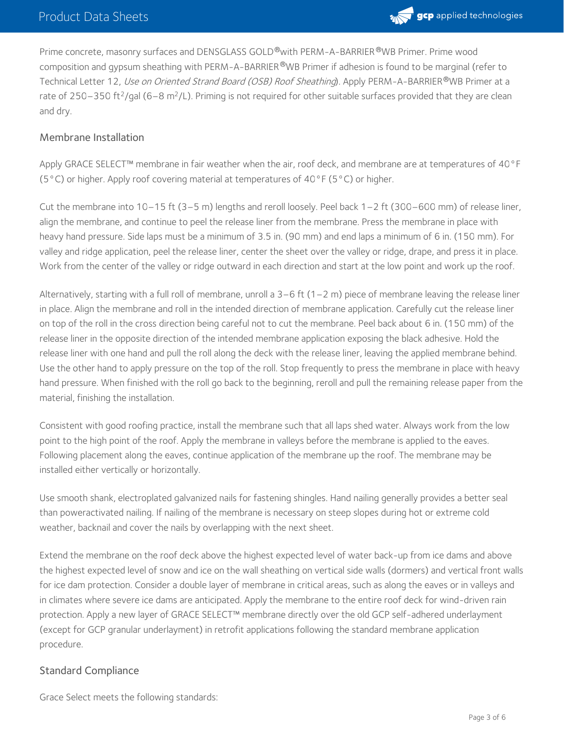Prime concrete, masonry surfaces and DENSGLASS GOLD®with PERM-A-BARRIER®WB Primer. Prime wood composition and gypsum sheathing with PERM-A-BARRIER®WB Primer if adhesion is found to be marginal (refer to Technical Letter 12, *Use on Oriented Strand Board (OSB) Roof Sheathing*). Apply PERM-A-BARRIER®WB Primer at a rate of 250–350 $ft^2$/gal (6–8 $m^2$/L). Priming is not required for other suitable surfaces provided that they are clean and dry.

## Membrane Installation

Apply GRACE SELECT™ membrane in fair weather when the air, roof deck, and membrane are at temperatures of 40°F (5°C) or higher. Apply roof covering material at temperatures of 40°F (5°C) or higher.

Cut the membrane into 10–15 ft (3–5 m) lengths and reroll loosely. Peel back 1–2 ft (300–600 mm) of release liner, align the membrane, and continue to peel the release liner from the membrane. Press the membrane in place with heavy hand pressure. Side laps must be a minimum of 3.5 in. (90 mm) and end laps a minimum of 6 in. (150 mm). For valley and ridge application, peel the release liner, center the sheet over the valley or ridge, drape, and press it in place. Work from the center of the valley or ridge outward in each direction and start at the low point and work up the roof.

Alternatively, starting with a full roll of membrane, unroll a 3–6 ft (1–2 m) piece of membrane leaving the release liner in place. Align the membrane and roll in the intended direction of membrane application. Carefully cut the release liner on top of the roll in the cross direction being careful not to cut the membrane. Peel back about 6 in. (150 mm) of the release liner in the opposite direction of the intended membrane application exposing the black adhesive. Hold the release liner with one hand and pull the roll along the deck with the release liner, leaving the applied membrane behind. Use the other hand to apply pressure on the top of the roll. Stop frequently to press the membrane in place with heavy hand pressure. When finished with the roll go back to the beginning, reroll and pull the remaining release paper from the material, finishing the installation.

Consistent with good roofing practice, install the membrane such that all laps shed water. Always work from the low point to the high point of the roof. Apply the membrane in valleys before the membrane is applied to the eaves. Following placement along the eaves, continue application of the membrane up the roof. The membrane may be installed either vertically or horizontally.

Use smooth shank, electroplated galvanized nails for fastening shingles. Hand nailing generally provides a better seal than poweractivated nailing. If nailing of the membrane is necessary on steep slopes during hot or extreme cold weather, backnail and cover the nails by overlapping with the next sheet.

Extend the membrane on the roof deck above the highest expected level of water back-up from ice dams and above the highest expected level of snow and ice on the wall sheathing on vertical side walls (dormers) and vertical front walls for ice dam protection. Consider a double layer of membrane in critical areas, such as along the eaves or in valleys and in climates where severe ice dams are anticipated. Apply the membrane to the entire roof deck for wind-driven rain protection. Apply a new layer of GRACE SELECT™ membrane directly over the old GCP self-adhered underlayment (except for GCP granular underlayment) in retrofit applications following the standard membrane application procedure.

## Standard Compliance

Grace Select meets the following standards: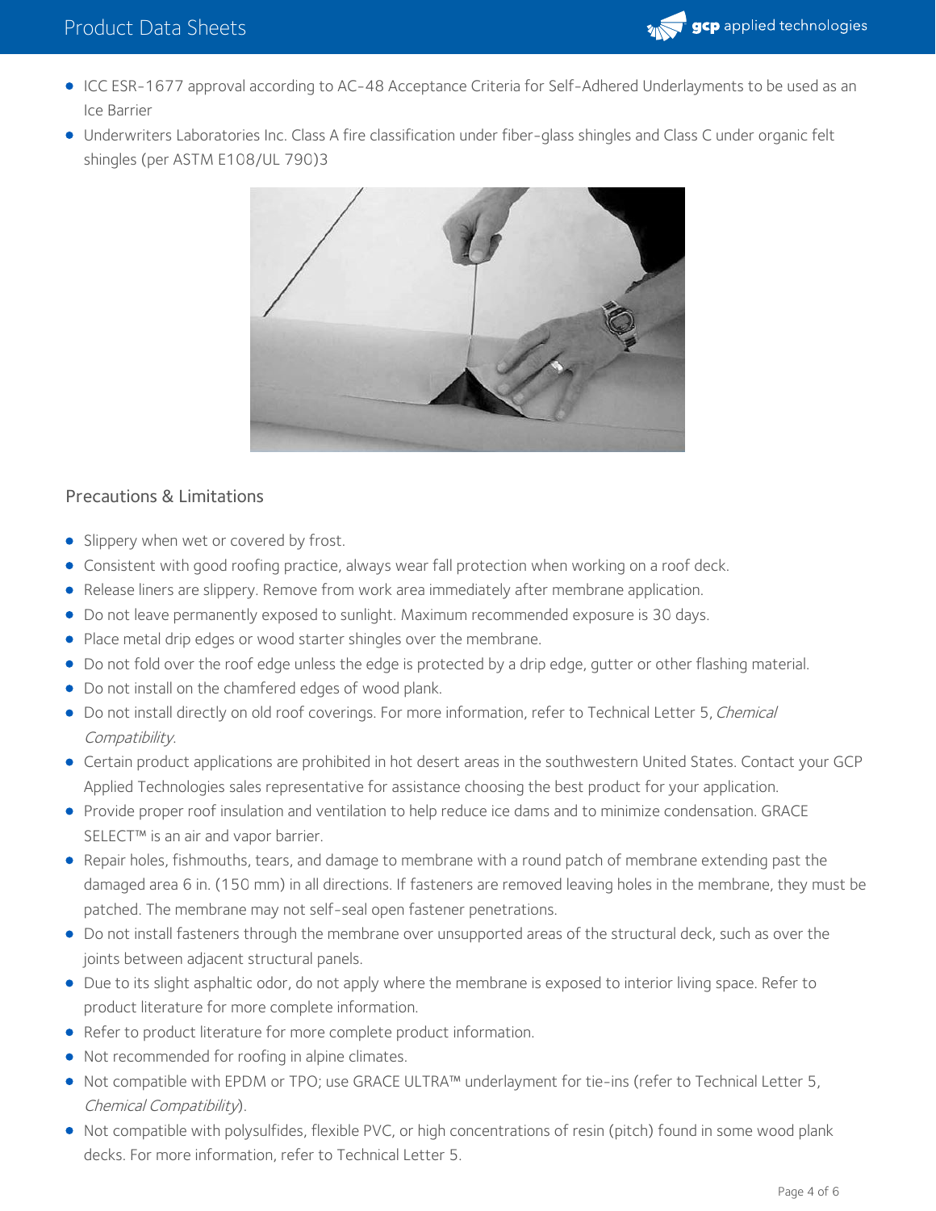- ICC ESR-1677 approval according to AC-48 Acceptance Criteria for Self-Adhered Underlayments to be used as an Ice Barrier
- Underwriters Laboratories Inc. Class A fire classification under fiber-glass shingles and Class C under organic felt shingles (per ASTM E108/UL 790)3

## Precautions & Limitations

- Slippery when wet or covered by frost.
- Consistent with good roofing practice, always wear fall protection when working on a roof deck.
- Release liners are slippery. Remove from work area immediately after membrane application.
- Do not leave permanently exposed to sunlight. Maximum recommended exposure is 30 days.
- Place metal drip edges or wood starter shingles over the membrane.
- Do not fold over the roof edge unless the edge is protected by a drip edge, gutter or other flashing material.
- Do not install on the chamfered edges of wood plank.
- Do not install directly on old roof coverings. For more information, refer to Technical Letter 5, *Chemical Compatibility*.
- Certain product applications are prohibited in hot desert areas in the southwestern United States. Contact your GCP Applied Technologies sales representative for assistance choosing the best product for your application.
- Provide proper roof insulation and ventilation to help reduce ice dams and to minimize condensation. GRACE SELECT™ is an air and vapor barrier.
- Repair holes, fishmouths, tears, and damage to membrane with a round patch of membrane extending past the damaged area 6 in. (150 mm) in all directions. If fasteners are removed leaving holes in the membrane, they must be patched. The membrane may not self-seal open fastener penetrations.
- Do not install fasteners through the membrane over unsupported areas of the structural deck, such as over the joints between adjacent structural panels.
- Due to its slight asphaltic odor, do not apply where the membrane is exposed to interior living space. Refer to product literature for more complete information.
- Refer to product literature for more complete product information.
- Not recommended for roofing in alpine climates.
- Not compatible with EPDM or TPO; use GRACE ULTRA™ underlayment for tie-ins (refer to Technical Letter 5, *Chemical Compatibility*).
- Not compatible with polysulfides, flexible PVC, or high concentrations of resin (pitch) found in some wood plank decks. For more information, refer to Technical Letter 5.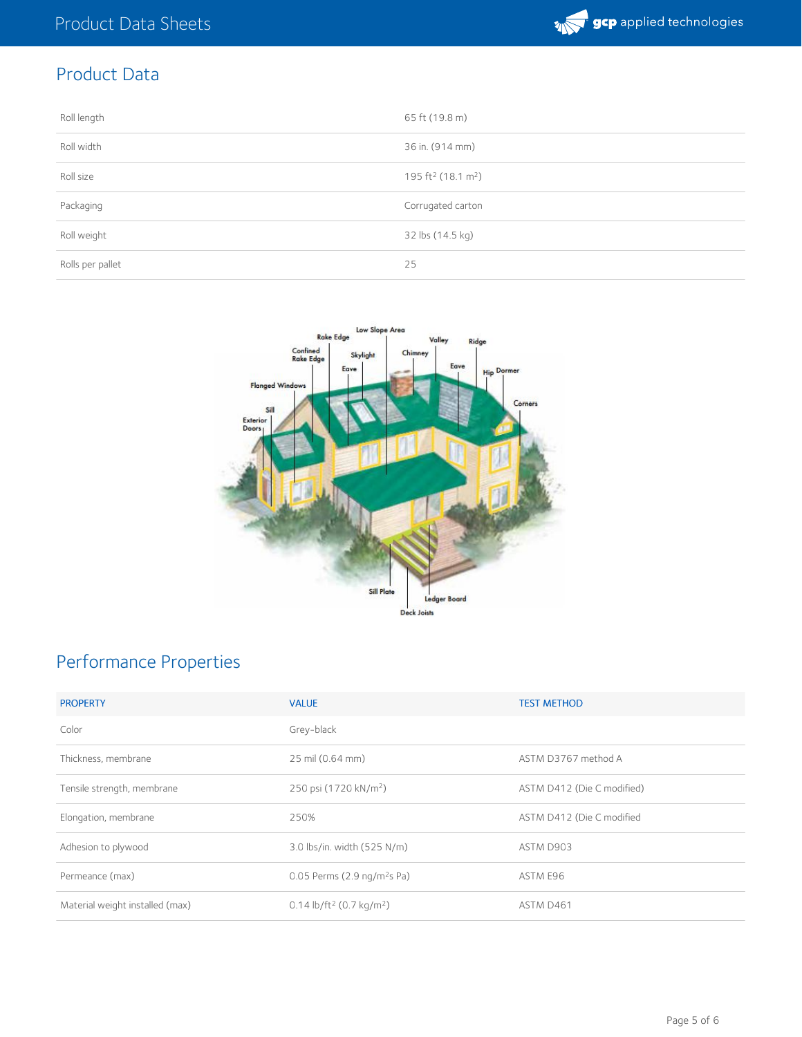## Product Data

| | |
|---|---|
| Roll length | 65 ft (19.8 m) |
| Roll width | 36 in. (914 mm) |
| Roll size | 195 ft² (18.1 m²) |
| Packaging | Corrugated carton |
| Roll weight | 32 lbs (14.5 kg) |
| Rolls per pallet | 25 |

## Performance Properties

| PROPERTY | VALUE | TEST METHOD |
|---|---|---|
| Color | Grey-black | |
| Thickness, membrane | 25 mil (0.64 mm) | ASTM D3767 method A |
| Tensile strength, membrane | 250 psi (1720 kN/m²) | ASTM D412 (Die C modified) |
| Elongation, membrane | 250% | ASTM D412 (Die C modified |
| Adhesion to plywood | 3.0 lbs/in. width (525 N/m) | ASTM D903 |
| Permeance (max) | 0.05 Perms (2.9 ng/m²s Pa) | ASTM E96 |
| Material weight installed (max) | 0.14 lb/ft² (0.7 kg/m²) | ASTM D461 |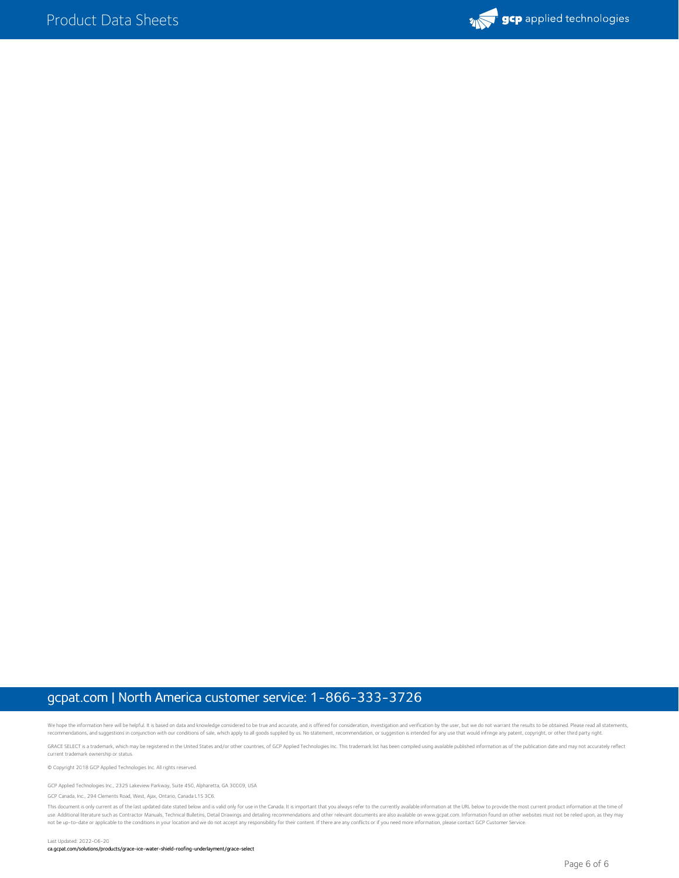gcpat.com | North America customer service: 1-866-333-3726

We hope the information here will be helpful. It is based on data and knowledge considered to be true and accurate, and is offered for consideration, investigation and verification by the user, but we do not warrant the results to be obtained. Please read all statements, recommendations, and suggestions in conjunction with our conditions of sale, which apply to all goods supplied by us. No statement, recommendation, or suggestion is intended for any use that would infringe any patent, copyright, or other third party right.

GRACE SELECT is a trademark, which may be registered in the United States and/or other countries, of GCP Applied Technologies Inc. This trademark list has been compiled using available published information as of the publication date and may not accurately reflect current trademark ownership or status.

© Copyright 2018 GCP Applied Technologies Inc. All rights reserved.

GCP Applied Technologies Inc., 2325 Lakeview Parkway, Suite 450, Alpharetta, GA 30009, USA

GCP Canada, Inc., 294 Clements Road, West, Ajax, Ontario, Canada L1S 3C6.

This document is only current as of the last updated date stated below and is valid only for use in the Canada. It is important that you always refer to the currently available information at the URL below to provide the most current product information at the time of use. Additional literature such as Contractor Manuals, Technical Bulletins, Detail Drawings and detailing recommendations and other relevant documents are also available on www.gcpat.com. Information found on other websites must not be relied upon, as they may not be up-to-date or applicable to the conditions in your location and we do not accept any responsibility for their content. If there are any conflicts or if you need more information, please contact GCP Customer Service.

Last Updated: 2022-06-20
ca.gcpat.com/solutions/products/grace-ice-water-shield-roofing-underlayment/grace-select